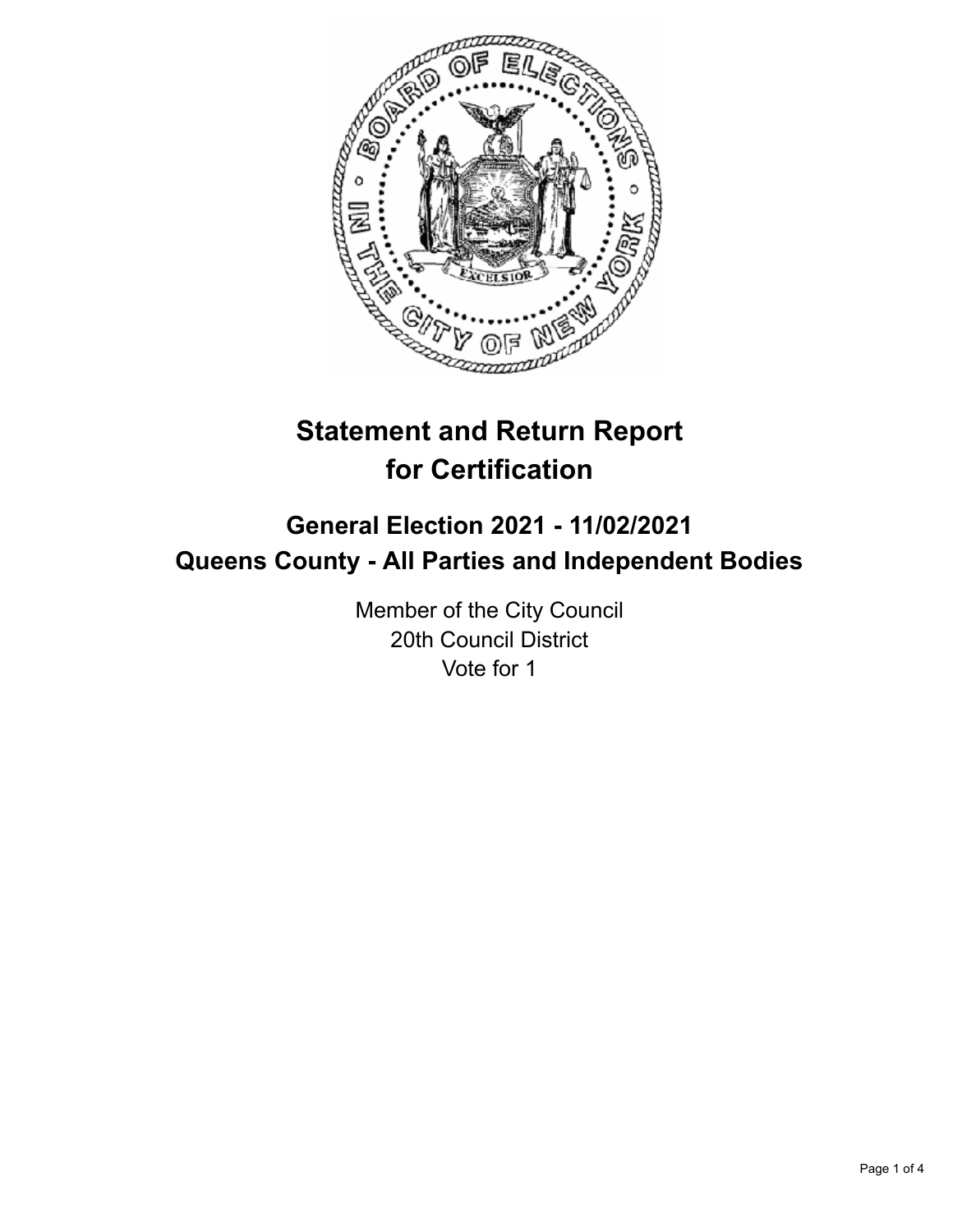# Statement and Return Report for Certification

## General Election 2021 - 11/02/2021
## Queens County - All Parties and Independent Bodies

Member of the City Council
20th Council District
Vote for 1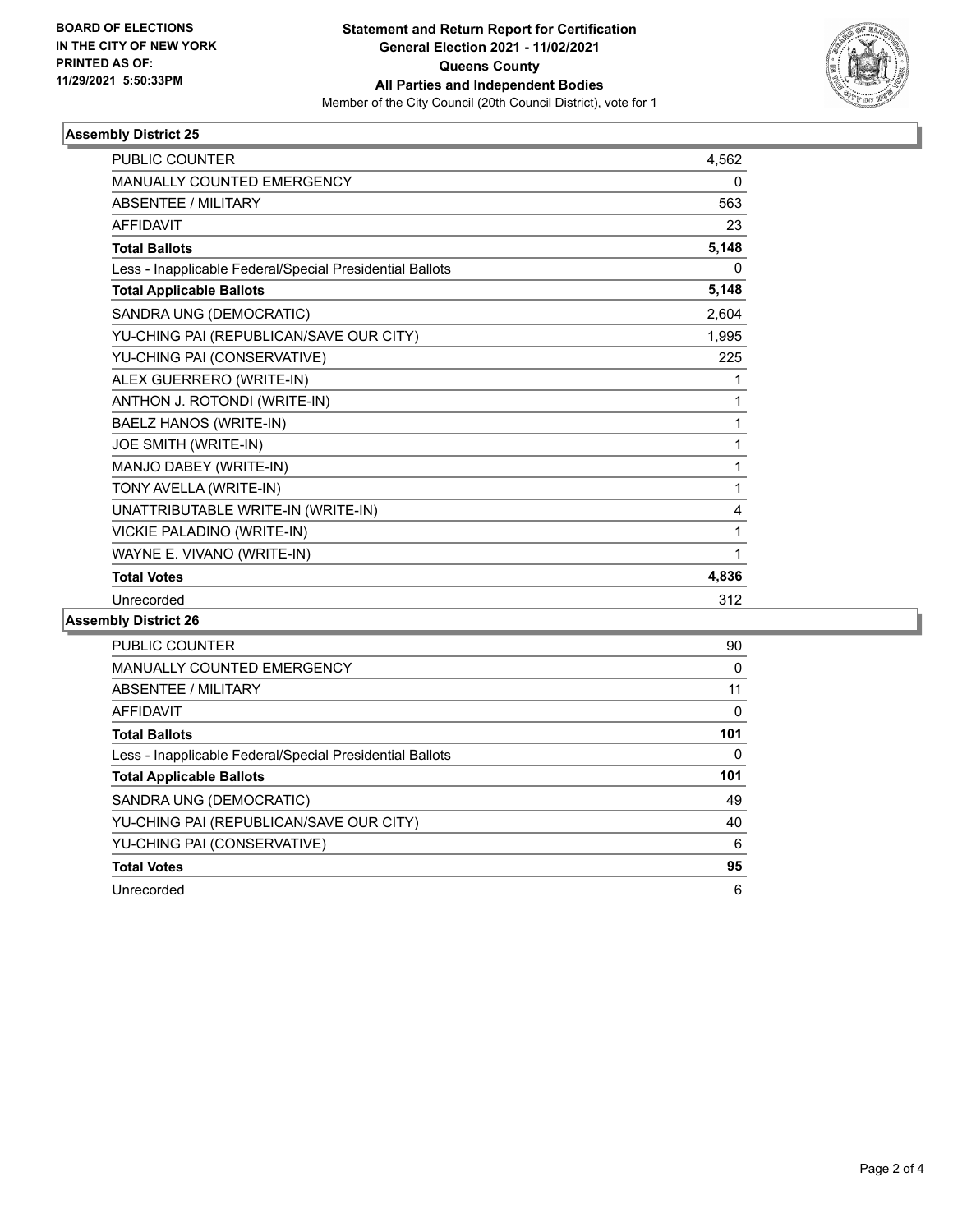**BOARD OF ELECTIONS IN THE CITY OF NEW YORK PRINTED AS OF: 11/29/2021 5:50:33PM**

# Statement and Return Report for Certification
## General Election 2021 - 11/02/2021
## Queens County
## All Parties and Independent Bodies

Member of the City Council (20th Council District), vote for 1

### Assembly District 25

| | |
|---|---|
| PUBLIC COUNTER | 4,562 |
| MANUALLY COUNTED EMERGENCY | 0 |
| ABSENTEE / MILITARY | 563 |
| AFFIDAVIT | 23 |
| **Total Ballots** | **5,148** |
| Less - Inapplicable Federal/Special Presidential Ballots | 0 |
| **Total Applicable Ballots** | **5,148** |
| SANDRA UNG (DEMOCRATIC) | 2,604 |
| YU-CHING PAI (REPUBLICAN/SAVE OUR CITY) | 1,995 |
| YU-CHING PAI (CONSERVATIVE) | 225 |
| ALEX GUERRERO (WRITE-IN) | 1 |
| ANTHON J. ROTONDI (WRITE-IN) | 1 |
| BAELZ HANOS (WRITE-IN) | 1 |
| JOE SMITH (WRITE-IN) | 1 |
| MANJO DABEY (WRITE-IN) | 1 |
| TONY AVELLA (WRITE-IN) | 1 |
| UNATTRIBUTABLE WRITE-IN (WRITE-IN) | 4 |
| VICKIE PALADINO (WRITE-IN) | 1 |
| WAYNE E. VIVANO (WRITE-IN) | 1 |
| **Total Votes** | **4,836** |
| Unrecorded | 312 |

### Assembly District 26

| | |
|---|---|
| PUBLIC COUNTER | 90 |
| MANUALLY COUNTED EMERGENCY | 0 |
| ABSENTEE / MILITARY | 11 |
| AFFIDAVIT | 0 |
| **Total Ballots** | **101** |
| Less - Inapplicable Federal/Special Presidential Ballots | 0 |
| **Total Applicable Ballots** | **101** |
| SANDRA UNG (DEMOCRATIC) | 49 |
| YU-CHING PAI (REPUBLICAN/SAVE OUR CITY) | 40 |
| YU-CHING PAI (CONSERVATIVE) | 6 |
| **Total Votes** | **95** |
| Unrecorded | 6 |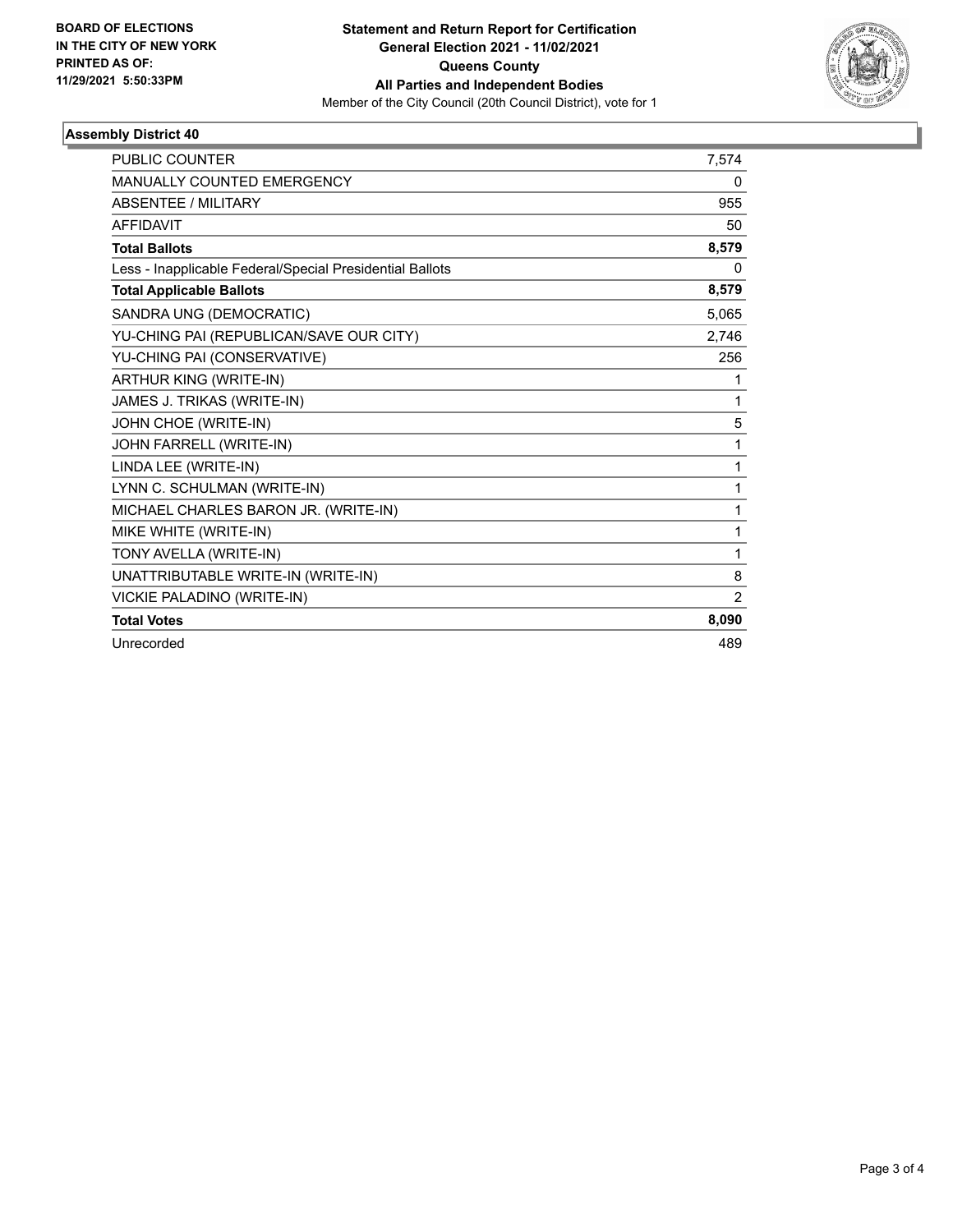**BOARD OF ELECTIONS IN THE CITY OF NEW YORK PRINTED AS OF: 11/29/2021 5:50:33PM**

**Statement and Return Report for Certification**
**General Election 2021 - 11/02/2021**
**Queens County**
**All Parties and Independent Bodies**
Member of the City Council (20th Council District), vote for 1

### Assembly District 40

| | |
|---|---|
| PUBLIC COUNTER | 7,574 |
| MANUALLY COUNTED EMERGENCY | 0 |
| ABSENTEE / MILITARY | 955 |
| AFFIDAVIT | 50 |
| **Total Ballots** | **8,579** |
| Less - Inapplicable Federal/Special Presidential Ballots | 0 |
| **Total Applicable Ballots** | **8,579** |
| SANDRA UNG (DEMOCRATIC) | 5,065 |
| YU-CHING PAI (REPUBLICAN/SAVE OUR CITY) | 2,746 |
| YU-CHING PAI (CONSERVATIVE) | 256 |
| ARTHUR KING (WRITE-IN) | 1 |
| JAMES J. TRIKAS (WRITE-IN) | 1 |
| JOHN CHOE (WRITE-IN) | 5 |
| JOHN FARRELL (WRITE-IN) | 1 |
| LINDA LEE (WRITE-IN) | 1 |
| LYNN C. SCHULMAN (WRITE-IN) | 1 |
| MICHAEL CHARLES BARON JR. (WRITE-IN) | 1 |
| MIKE WHITE (WRITE-IN) | 1 |
| TONY AVELLA (WRITE-IN) | 1 |
| UNATTRIBUTABLE WRITE-IN (WRITE-IN) | 8 |
| VICKIE PALADINO (WRITE-IN) | 2 |
| **Total Votes** | **8,090** |
| Unrecorded | 489 |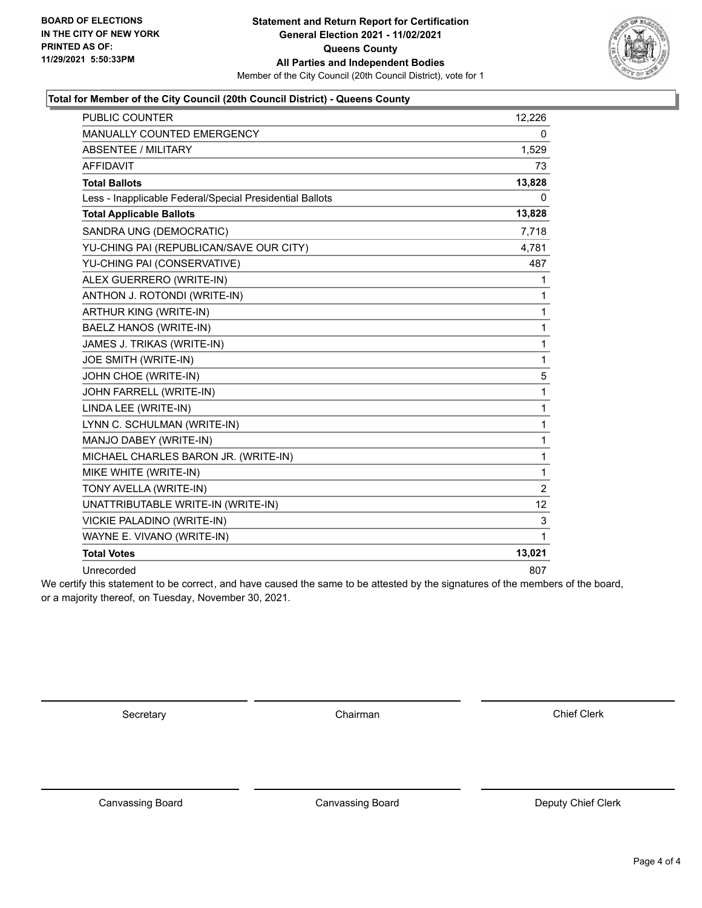BOARD OF ELECTIONS
IN THE CITY OF NEW YORK
PRINTED AS OF:
11/29/2021 5:50:33PM

**Statement and Return Report for Certification**
**General Election 2021 - 11/02/2021**
**Queens County**
**All Parties and Independent Bodies**
Member of the City Council (20th Council District), vote for 1

### Total for Member of the City Council (20th Council District) - Queens County

| | |
|---|---|
| PUBLIC COUNTER | 12,226 |
| MANUALLY COUNTED EMERGENCY | 0 |
| ABSENTEE / MILITARY | 1,529 |
| AFFIDAVIT | 73 |
| **Total Ballots** | **13,828** |
| Less - Inapplicable Federal/Special Presidential Ballots | 0 |
| **Total Applicable Ballots** | **13,828** |
| SANDRA UNG (DEMOCRATIC) | 7,718 |
| YU-CHING PAI (REPUBLICAN/SAVE OUR CITY) | 4,781 |
| YU-CHING PAI (CONSERVATIVE) | 487 |
| ALEX GUERRERO (WRITE-IN) | 1 |
| ANTHON J. ROTONDI (WRITE-IN) | 1 |
| ARTHUR KING (WRITE-IN) | 1 |
| BAELZ HANOS (WRITE-IN) | 1 |
| JAMES J. TRIKAS (WRITE-IN) | 1 |
| JOE SMITH (WRITE-IN) | 1 |
| JOHN CHOE (WRITE-IN) | 5 |
| JOHN FARRELL (WRITE-IN) | 1 |
| LINDA LEE (WRITE-IN) | 1 |
| LYNN C. SCHULMAN (WRITE-IN) | 1 |
| MANJO DABEY (WRITE-IN) | 1 |
| MICHAEL CHARLES BARON JR. (WRITE-IN) | 1 |
| MIKE WHITE (WRITE-IN) | 1 |
| TONY AVELLA (WRITE-IN) | 2 |
| UNATTRIBUTABLE WRITE-IN (WRITE-IN) | 12 |
| VICKIE PALADINO (WRITE-IN) | 3 |
| WAYNE E. VIVANO (WRITE-IN) | 1 |
| **Total Votes** | **13,021** |
| Unrecorded | 807 |

We certify this statement to be correct, and have caused the same to be attested by the signatures of the members of the board, or a majority thereof, on Tuesday, November 30, 2021.

Secretary | Chairman | Chief Clerk

Canvassing Board | Canvassing Board | Deputy Chief Clerk